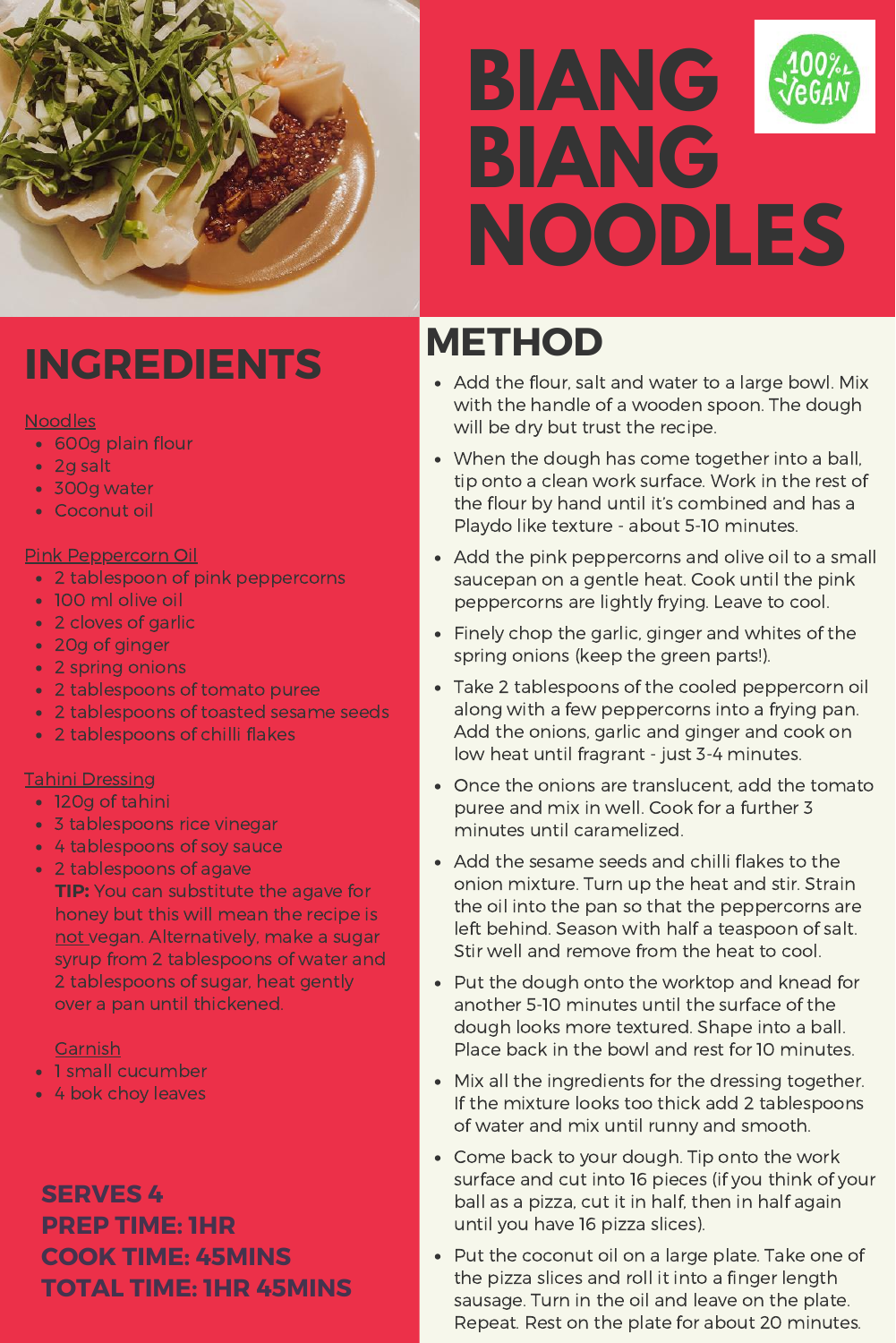# BIANG BIANG NOODLES

100% VEGAN

## INGREDIENTS

Noodles

- 600g plain flour
- 2g salt
- 300g water
- Coconut oil

Pink Peppercorn Oil

- 2 tablespoon of pink peppercorns
- 100 ml olive oil
- 2 cloves of garlic
- 20g of ginger
- 2 spring onions
- 2 tablespoons of tomato puree
- 2 tablespoons of toasted sesame seeds
- 2 tablespoons of chilli flakes

Tahini Dressing

- 120g of tahini
- 3 tablespoons rice vinegar
- 4 tablespoons of soy sauce
- 2 tablespoons of agave

  **TIP:** You can substitute the agave for honey but this will mean the recipe is not vegan. Alternatively, make a sugar syrup from 2 tablespoons of water and 2 tablespoons of sugar, heat gently over a pan until thickened.

Garnish

- 1 small cucumber
- 4 bok choy leaves

**SERVES 4**
**PREP TIME: 1HR**
**COOK TIME: 45MINS**
**TOTAL TIME: 1HR 45MINS**

## METHOD

- Add the flour, salt and water to a large bowl. Mix with the handle of a wooden spoon. The dough will be dry but trust the recipe.
- When the dough has come together into a ball, tip onto a clean work surface. Work in the rest of the flour by hand until it's combined and has a Playdo like texture - about 5-10 minutes.
- Add the pink peppercorns and olive oil to a small saucepan on a gentle heat. Cook until the pink peppercorns are lightly frying. Leave to cool.
- Finely chop the garlic, ginger and whites of the spring onions (keep the green parts!).
- Take 2 tablespoons of the cooled peppercorn oil along with a few peppercorns into a frying pan. Add the onions, garlic and ginger and cook on low heat until fragrant - just 3-4 minutes.
- Once the onions are translucent, add the tomato puree and mix in well. Cook for a further 3 minutes until caramelized.
- Add the sesame seeds and chilli flakes to the onion mixture. Turn up the heat and stir. Strain the oil into the pan so that the peppercorns are left behind. Season with half a teaspoon of salt. Stir well and remove from the heat to cool.
- Put the dough onto the worktop and knead for another 5-10 minutes until the surface of the dough looks more textured. Shape into a ball. Place back in the bowl and rest for 10 minutes.
- Mix all the ingredients for the dressing together. If the mixture looks too thick add 2 tablespoons of water and mix until runny and smooth.
- Come back to your dough. Tip onto the work surface and cut into 16 pieces (if you think of your ball as a pizza, cut it in half, then in half again until you have 16 pizza slices).
- Put the coconut oil on a large plate. Take one of the pizza slices and roll it into a finger length sausage. Turn in the oil and leave on the plate. Repeat. Rest on the plate for about 20 minutes.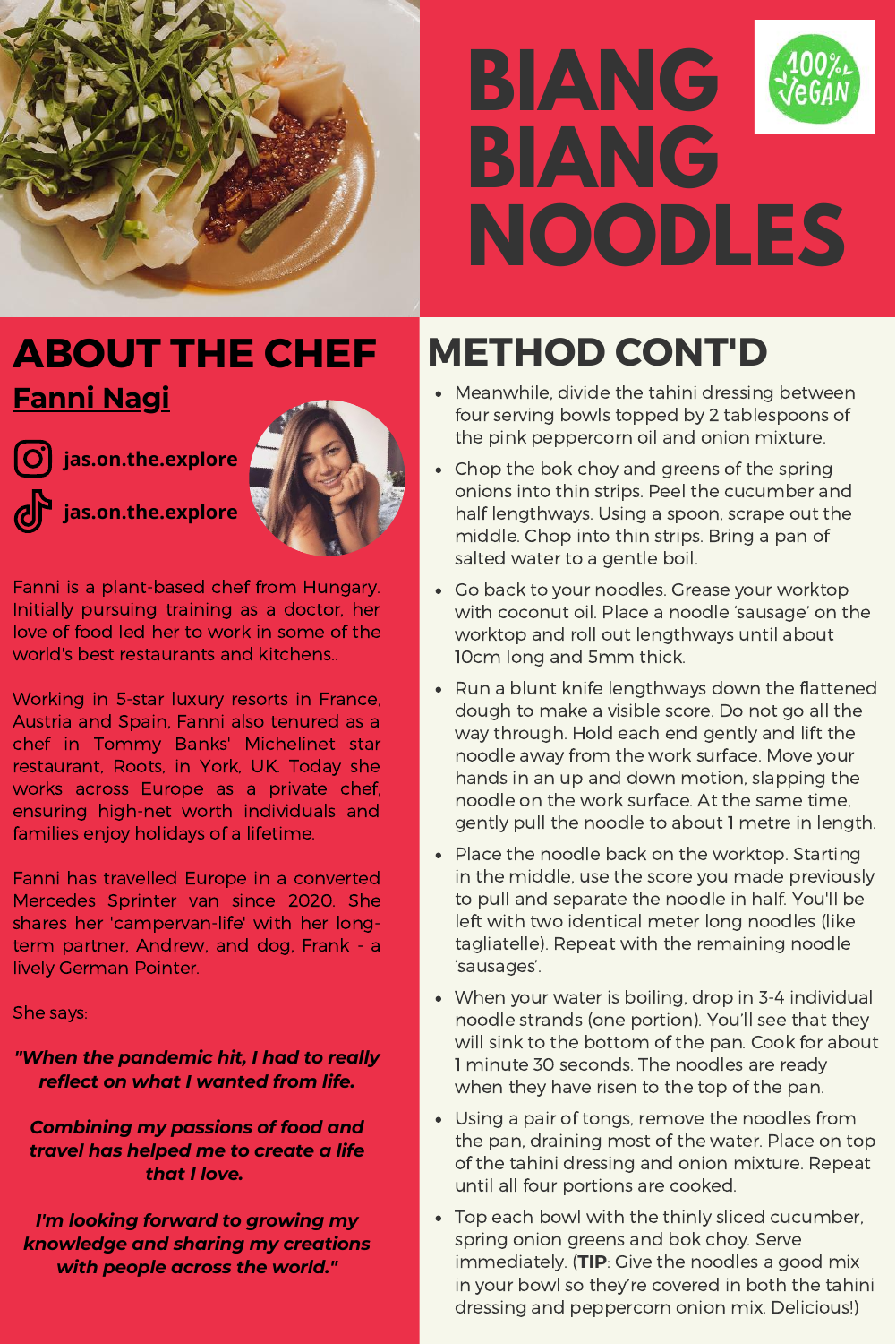# BIANG BIANG NOODLES

100% VEGAN

## ABOUT THE CHEF

**Fanni Nagi**

jas.on.the.explore

jas.on.the.explore

Fanni is a plant-based chef from Hungary. Initially pursuing training as a doctor, her love of food led her to work in some of the world's best restaurants and kitchens..

Working in 5-star luxury resorts in France, Austria and Spain, Fanni also tenured as a chef in Tommy Banks' Michelinet star restaurant, Roots, in York, UK. Today she works across Europe as a private chef, ensuring high-net worth individuals and families enjoy holidays of a lifetime.

Fanni has travelled Europe in a converted Mercedes Sprinter van since 2020. She shares her 'campervan-life' with her long-term partner, Andrew, and dog, Frank - a lively German Pointer.

She says:

***"When the pandemic hit, I had to really reflect on what I wanted from life.***

***Combining my passions of food and travel has helped me to create a life that I love.***

***I'm looking forward to growing my knowledge and sharing my creations with people across the world."***

## METHOD CONT'D

- Meanwhile, divide the tahini dressing between four serving bowls topped by 2 tablespoons of the pink peppercorn oil and onion mixture.
- Chop the bok choy and greens of the spring onions into thin strips. Peel the cucumber and half lengthways. Using a spoon, scrape out the middle. Chop into thin strips. Bring a pan of salted water to a gentle boil.
- Go back to your noodles. Grease your worktop with coconut oil. Place a noodle 'sausage' on the worktop and roll out lengthways until about 10cm long and 5mm thick.
- Run a blunt knife lengthways down the flattened dough to make a visible score. Do not go all the way through. Hold each end gently and lift the noodle away from the work surface. Move your hands in an up and down motion, slapping the noodle on the work surface. At the same time, gently pull the noodle to about 1 metre in length.
- Place the noodle back on the worktop. Starting in the middle, use the score you made previously to pull and separate the noodle in half. You'll be left with two identical meter long noodles (like tagliatelle). Repeat with the remaining noodle 'sausages'.
- When your water is boiling, drop in 3-4 individual noodle strands (one portion). You'll see that they will sink to the bottom of the pan. Cook for about 1 minute 30 seconds. The noodles are ready when they have risen to the top of the pan.
- Using a pair of tongs, remove the noodles from the pan, draining most of the water. Place on top of the tahini dressing and onion mixture. Repeat until all four portions are cooked.
- Top each bowl with the thinly sliced cucumber, spring onion greens and bok choy. Serve immediately. (**TIP**: Give the noodles a good mix in your bowl so they're covered in both the tahini dressing and peppercorn onion mix. Delicious!)